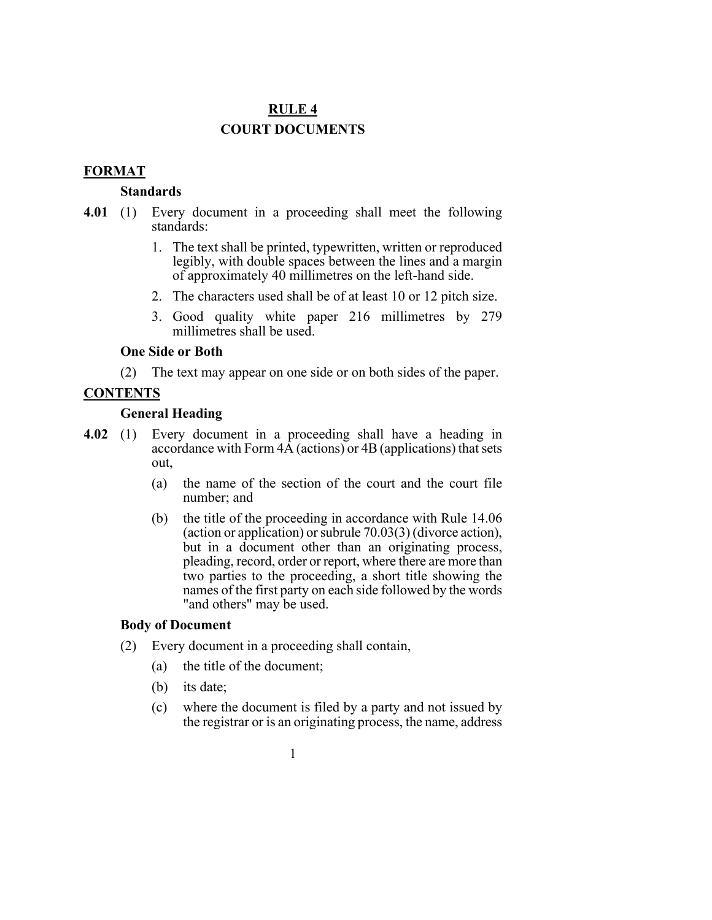# RULE 4

# COURT DOCUMENTS

## FORMAT

### Standards

**4.01** (1) Every document in a proceeding shall meet the following standards:

1. The text shall be printed, typewritten, written or reproduced legibly, with double spaces between the lines and a margin of approximately 40 millimetres on the left-hand side.
2. The characters used shall be of at least 10 or 12 pitch size.
3. Good quality white paper 216 millimetres by 279 millimetres shall be used.

### One Side or Both

(2) The text may appear on one side or on both sides of the paper.

## CONTENTS

### General Heading

**4.02** (1) Every document in a proceeding shall have a heading in accordance with Form 4A (actions) or 4B (applications) that sets out,

(a) the name of the section of the court and the court file number; and

(b) the title of the proceeding in accordance with Rule 14.06 (action or application) or subrule 70.03(3) (divorce action), but in a document other than an originating process, pleading, record, order or report, where there are more than two parties to the proceeding, a short title showing the names of the first party on each side followed by the words "and others" may be used.

### Body of Document

(2) Every document in a proceeding shall contain,

(a) the title of the document;

(b) its date;

(c) where the document is filed by a party and not issued by the registrar or is an originating process, the name, address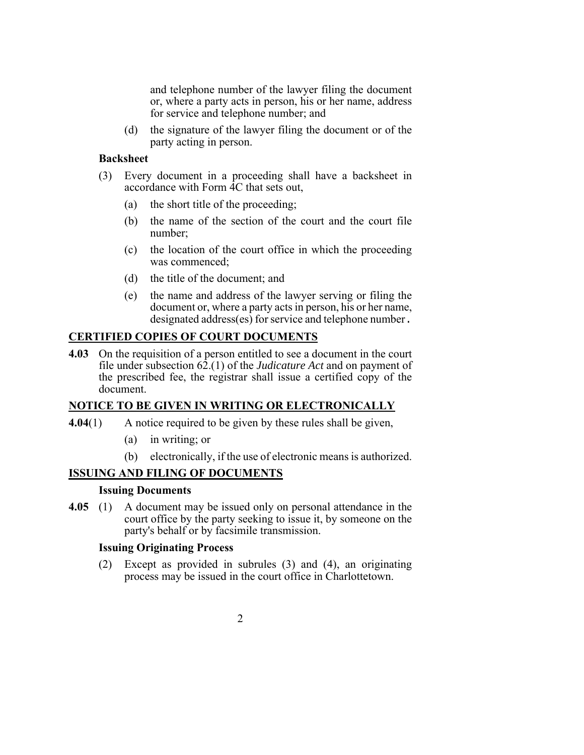and telephone number of the lawyer filing the document or, where a party acts in person, his or her name, address for service and telephone number; and

(d) the signature of the lawyer filing the document or of the party acting in person.

**Backsheet**

(3) Every document in a proceeding shall have a backsheet in accordance with Form 4C that sets out,

(a) the short title of the proceeding;

(b) the name of the section of the court and the court file number;

(c) the location of the court office in which the proceeding was commenced;

(d) the title of the document; and

(e) the name and address of the lawyer serving or filing the document or, where a party acts in person, his or her name, designated address(es) for service and telephone number.

## CERTIFIED COPIES OF COURT DOCUMENTS

**4.03** On the requisition of a person entitled to see a document in the court file under subsection 62.(1) of the *Judicature Act* and on payment of the prescribed fee, the registrar shall issue a certified copy of the document.

## NOTICE TO BE GIVEN IN WRITING OR ELECTRONICALLY

**4.04**(1) A notice required to be given by these rules shall be given,

(a) in writing; or

(b) electronically, if the use of electronic means is authorized.

## ISSUING AND FILING OF DOCUMENTS

**Issuing Documents**

**4.05** (1) A document may be issued only on personal attendance in the court office by the party seeking to issue it, by someone on the party's behalf or by facsimile transmission.

**Issuing Originating Process**

(2) Except as provided in subrules (3) and (4), an originating process may be issued in the court office in Charlottetown.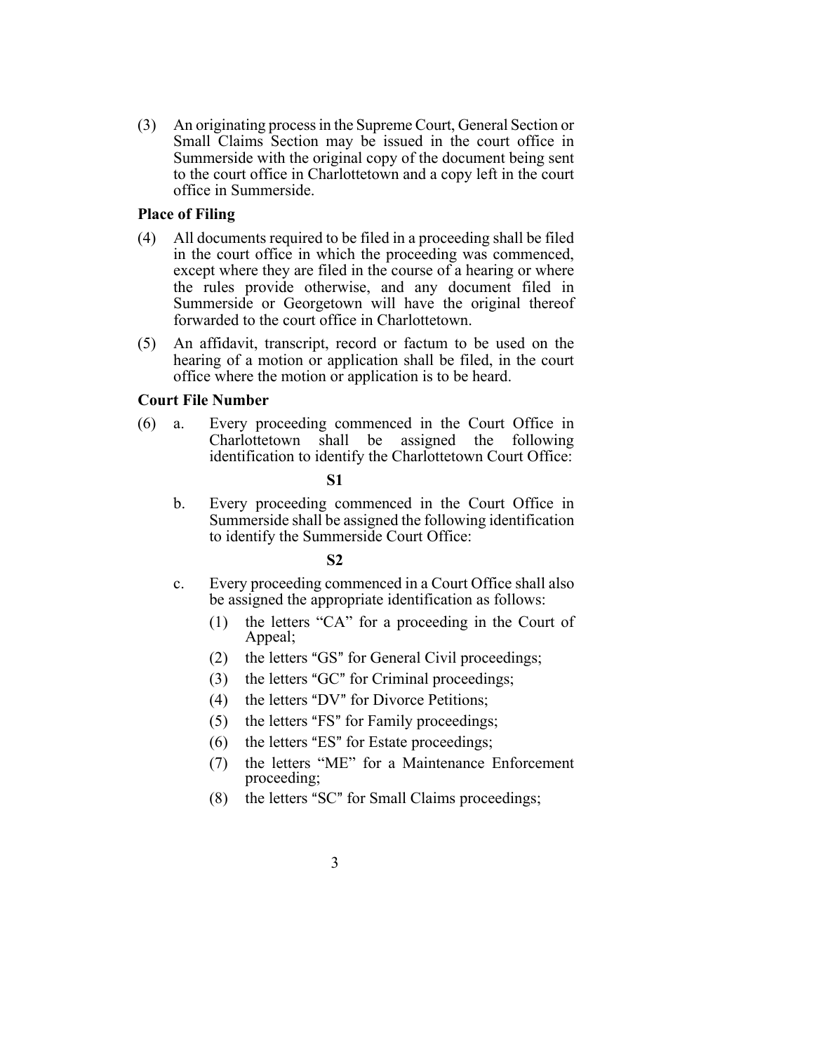(3) An originating process in the Supreme Court, General Section or Small Claims Section may be issued in the court office in Summerside with the original copy of the document being sent to the court office in Charlottetown and a copy left in the court office in Summerside.

**Place of Filing**

(4) All documents required to be filed in a proceeding shall be filed in the court office in which the proceeding was commenced, except where they are filed in the course of a hearing or where the rules provide otherwise, and any document filed in Summerside or Georgetown will have the original thereof forwarded to the court office in Charlottetown.

(5) An affidavit, transcript, record or factum to be used on the hearing of a motion or application shall be filed, in the court office where the motion or application is to be heard.

**Court File Number**

(6) a. Every proceeding commenced in the Court Office in Charlottetown shall be assigned the following identification to identify the Charlottetown Court Office:

**S1**

b. Every proceeding commenced in the Court Office in Summerside shall be assigned the following identification to identify the Summerside Court Office:

**S2**

c. Every proceeding commenced in a Court Office shall also be assigned the appropriate identification as follows:

(1) the letters “CA” for a proceeding in the Court of Appeal;

(2) the letters “GS" for General Civil proceedings;

(3) the letters “GC" for Criminal proceedings;

(4) the letters “DV" for Divorce Petitions;

(5) the letters “FS" for Family proceedings;

(6) the letters “ES" for Estate proceedings;

(7) the letters “ME” for a Maintenance Enforcement proceeding;

(8) the letters “SC" for Small Claims proceedings;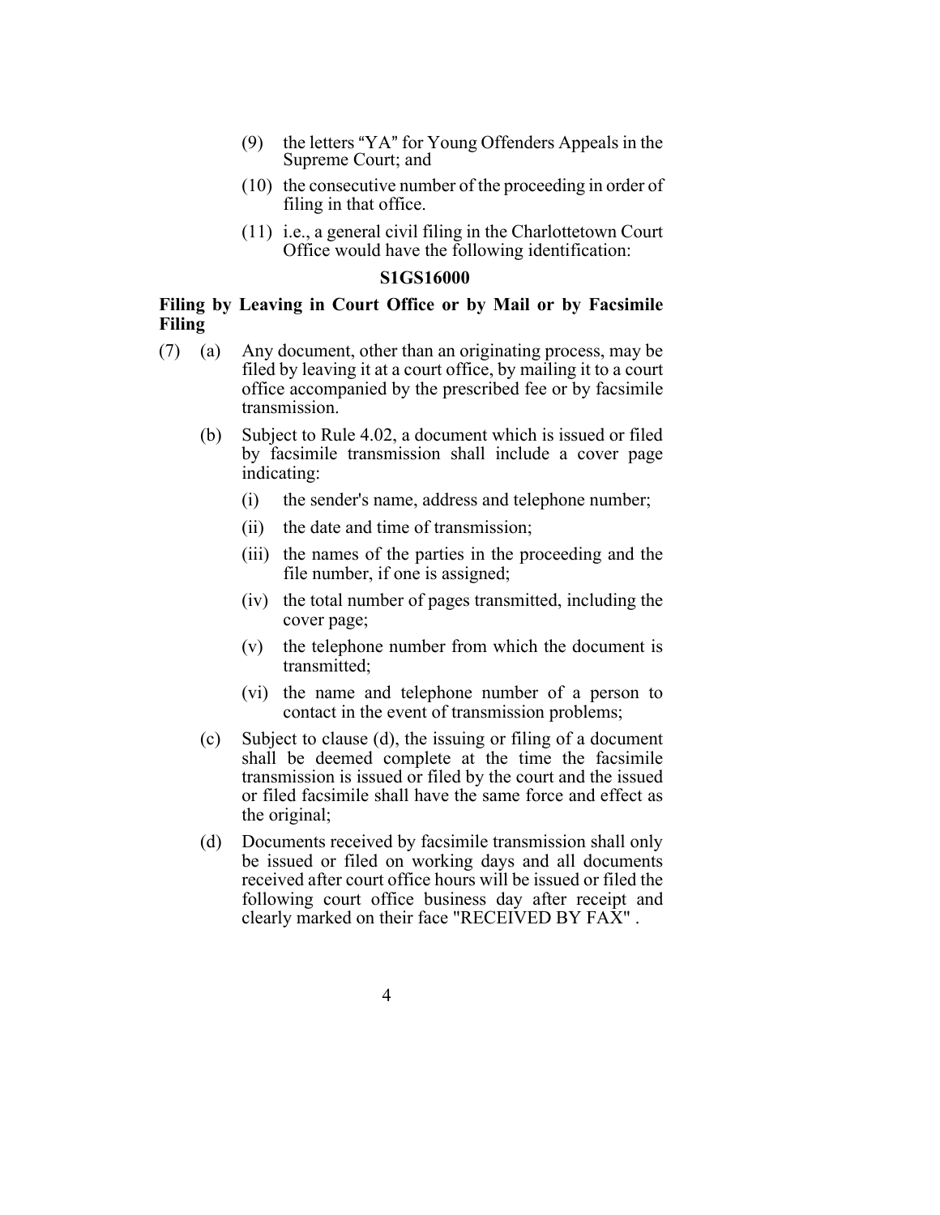(9) the letters "YA" for Young Offenders Appeals in the Supreme Court; and

(10) the consecutive number of the proceeding in order of filing in that office.

(11) i.e., a general civil filing in the Charlottetown Court Office would have the following identification:

**S1GS16000**

### Filing by Leaving in Court Office or by Mail or by Facsimile Filing

(7) (a) Any document, other than an originating process, may be filed by leaving it at a court office, by mailing it to a court office accompanied by the prescribed fee or by facsimile transmission.

(b) Subject to Rule 4.02, a document which is issued or filed by facsimile transmission shall include a cover page indicating:

(i) the sender's name, address and telephone number;

(ii) the date and time of transmission;

(iii) the names of the parties in the proceeding and the file number, if one is assigned;

(iv) the total number of pages transmitted, including the cover page;

(v) the telephone number from which the document is transmitted;

(vi) the name and telephone number of a person to contact in the event of transmission problems;

(c) Subject to clause (d), the issuing or filing of a document shall be deemed complete at the time the facsimile transmission is issued or filed by the court and the issued or filed facsimile shall have the same force and effect as the original;

(d) Documents received by facsimile transmission shall only be issued or filed on working days and all documents received after court office hours will be issued or filed the following court office business day after receipt and clearly marked on their face "RECEIVED BY FAX" .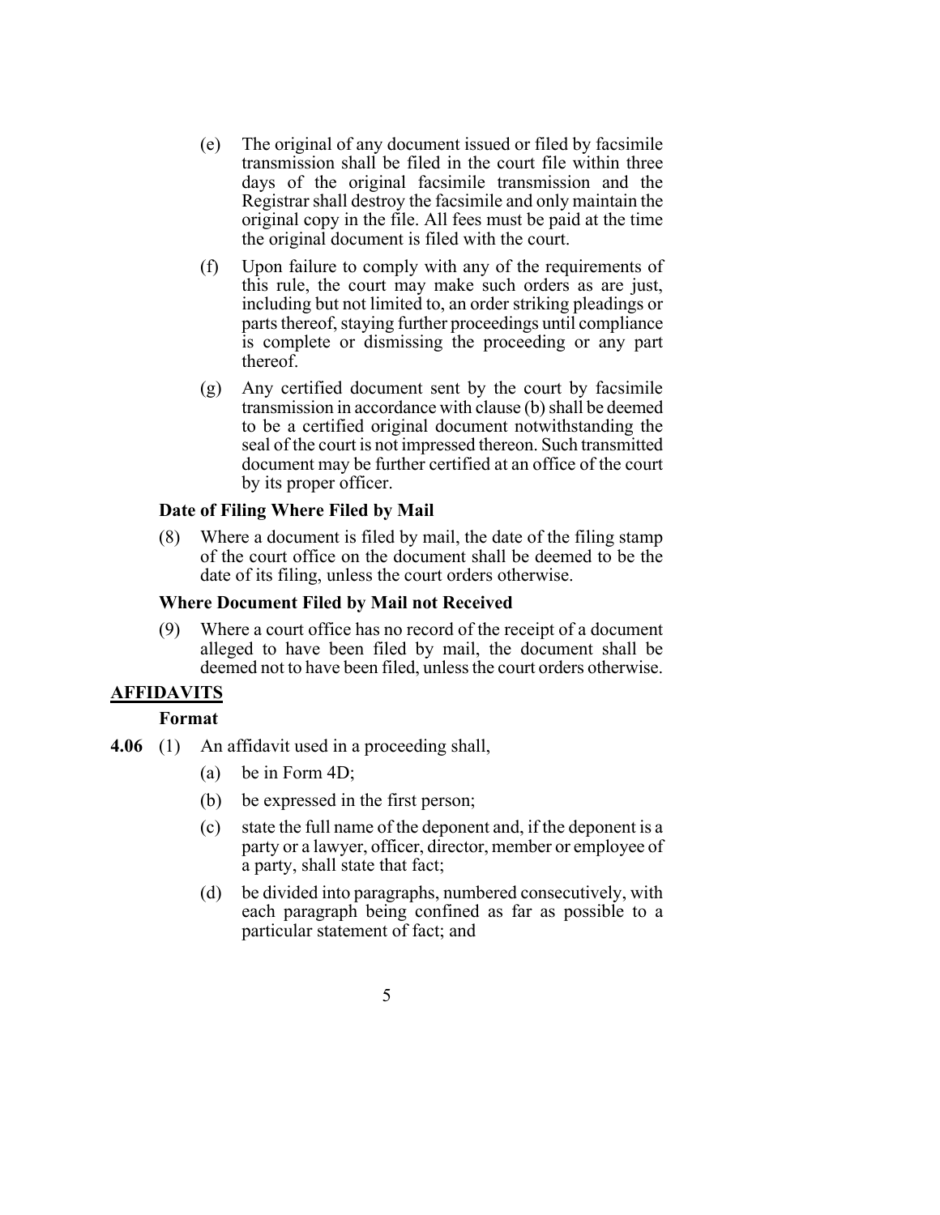(e) The original of any document issued or filed by facsimile transmission shall be filed in the court file within three days of the original facsimile transmission and the Registrar shall destroy the facsimile and only maintain the original copy in the file. All fees must be paid at the time the original document is filed with the court.

(f) Upon failure to comply with any of the requirements of this rule, the court may make such orders as are just, including but not limited to, an order striking pleadings or parts thereof, staying further proceedings until compliance is complete or dismissing the proceeding or any part thereof.

(g) Any certified document sent by the court by facsimile transmission in accordance with clause (b) shall be deemed to be a certified original document notwithstanding the seal of the court is not impressed thereon. Such transmitted document may be further certified at an office of the court by its proper officer.

**Date of Filing Where Filed by Mail**

(8) Where a document is filed by mail, the date of the filing stamp of the court office on the document shall be deemed to be the date of its filing, unless the court orders otherwise.

**Where Document Filed by Mail not Received**

(9) Where a court office has no record of the receipt of a document alleged to have been filed by mail, the document shall be deemed not to have been filed, unless the court orders otherwise.

## AFFIDAVITS

**Format**

**4.06** (1) An affidavit used in a proceeding shall,

(a) be in Form 4D;

(b) be expressed in the first person;

(c) state the full name of the deponent and, if the deponent is a party or a lawyer, officer, director, member or employee of a party, shall state that fact;

(d) be divided into paragraphs, numbered consecutively, with each paragraph being confined as far as possible to a particular statement of fact; and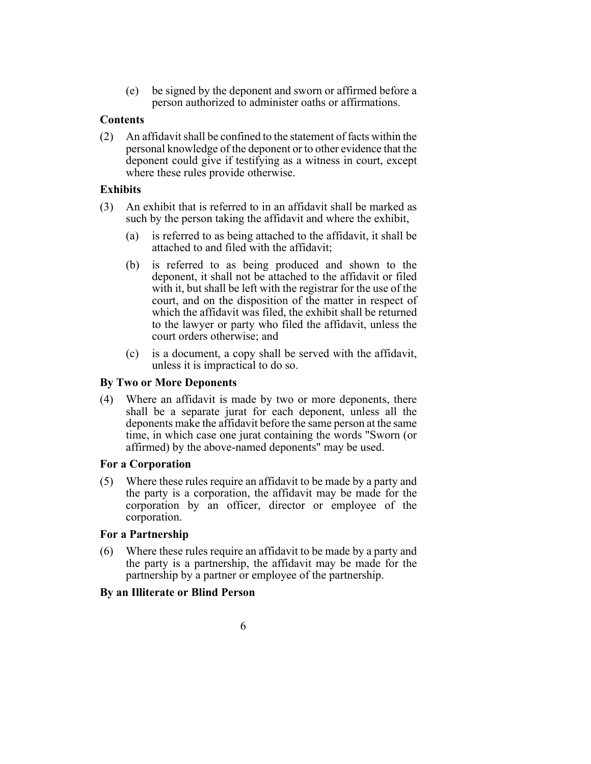(e) be signed by the deponent and sworn or affirmed before a person authorized to administer oaths or affirmations.

**Contents**

(2) An affidavit shall be confined to the statement of facts within the personal knowledge of the deponent or to other evidence that the deponent could give if testifying as a witness in court, except where these rules provide otherwise.

**Exhibits**

(3) An exhibit that is referred to in an affidavit shall be marked as such by the person taking the affidavit and where the exhibit,

(a) is referred to as being attached to the affidavit, it shall be attached to and filed with the affidavit;

(b) is referred to as being produced and shown to the deponent, it shall not be attached to the affidavit or filed with it, but shall be left with the registrar for the use of the court, and on the disposition of the matter in respect of which the affidavit was filed, the exhibit shall be returned to the lawyer or party who filed the affidavit, unless the court orders otherwise; and

(c) is a document, a copy shall be served with the affidavit, unless it is impractical to do so.

**By Two or More Deponents**

(4) Where an affidavit is made by two or more deponents, there shall be a separate jurat for each deponent, unless all the deponents make the affidavit before the same person at the same time, in which case one jurat containing the words "Sworn (or affirmed) by the above-named deponents" may be used.

**For a Corporation**

(5) Where these rules require an affidavit to be made by a party and the party is a corporation, the affidavit may be made for the corporation by an officer, director or employee of the corporation.

**For a Partnership**

(6) Where these rules require an affidavit to be made by a party and the party is a partnership, the affidavit may be made for the partnership by a partner or employee of the partnership.

**By an Illiterate or Blind Person**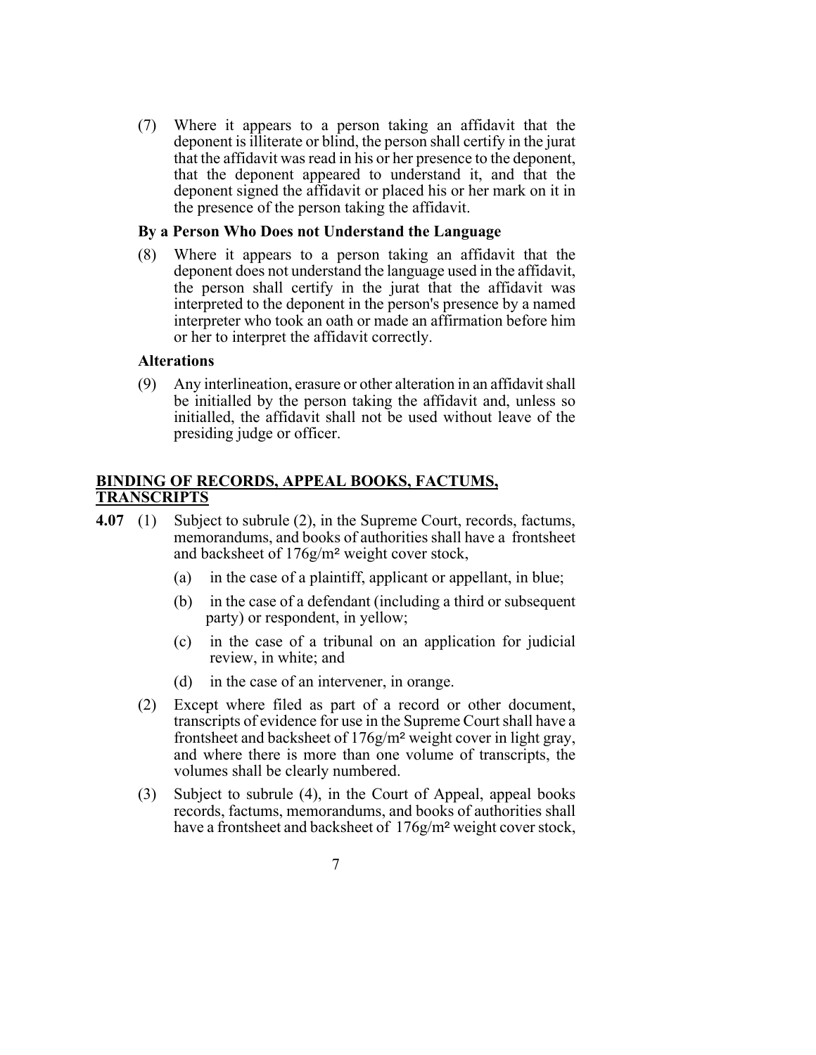(7) Where it appears to a person taking an affidavit that the deponent is illiterate or blind, the person shall certify in the jurat that the affidavit was read in his or her presence to the deponent, that the deponent appeared to understand it, and that the deponent signed the affidavit or placed his or her mark on it in the presence of the person taking the affidavit.

**By a Person Who Does not Understand the Language**

(8) Where it appears to a person taking an affidavit that the deponent does not understand the language used in the affidavit, the person shall certify in the jurat that the affidavit was interpreted to the deponent in the person's presence by a named interpreter who took an oath or made an affirmation before him or her to interpret the affidavit correctly.

**Alterations**

(9) Any interlineation, erasure or other alteration in an affidavit shall be initialled by the person taking the affidavit and, unless so initialled, the affidavit shall not be used without leave of the presiding judge or officer.

## BINDING OF RECORDS, APPEAL BOOKS, FACTUMS, TRANSCRIPTS

**4.07** (1) Subject to subrule (2), in the Supreme Court, records, factums, memorandums, and books of authorities shall have a frontsheet and backsheet of 176g/m² weight cover stock,

(a) in the case of a plaintiff, applicant or appellant, in blue;

(b) in the case of a defendant (including a third or subsequent party) or respondent, in yellow;

(c) in the case of a tribunal on an application for judicial review, in white; and

(d) in the case of an intervener, in orange.

(2) Except where filed as part of a record or other document, transcripts of evidence for use in the Supreme Court shall have a frontsheet and backsheet of 176g/m² weight cover in light gray, and where there is more than one volume of transcripts, the volumes shall be clearly numbered.

(3) Subject to subrule (4), in the Court of Appeal, appeal books records, factums, memorandums, and books of authorities shall have a frontsheet and backsheet of 176g/m² weight cover stock,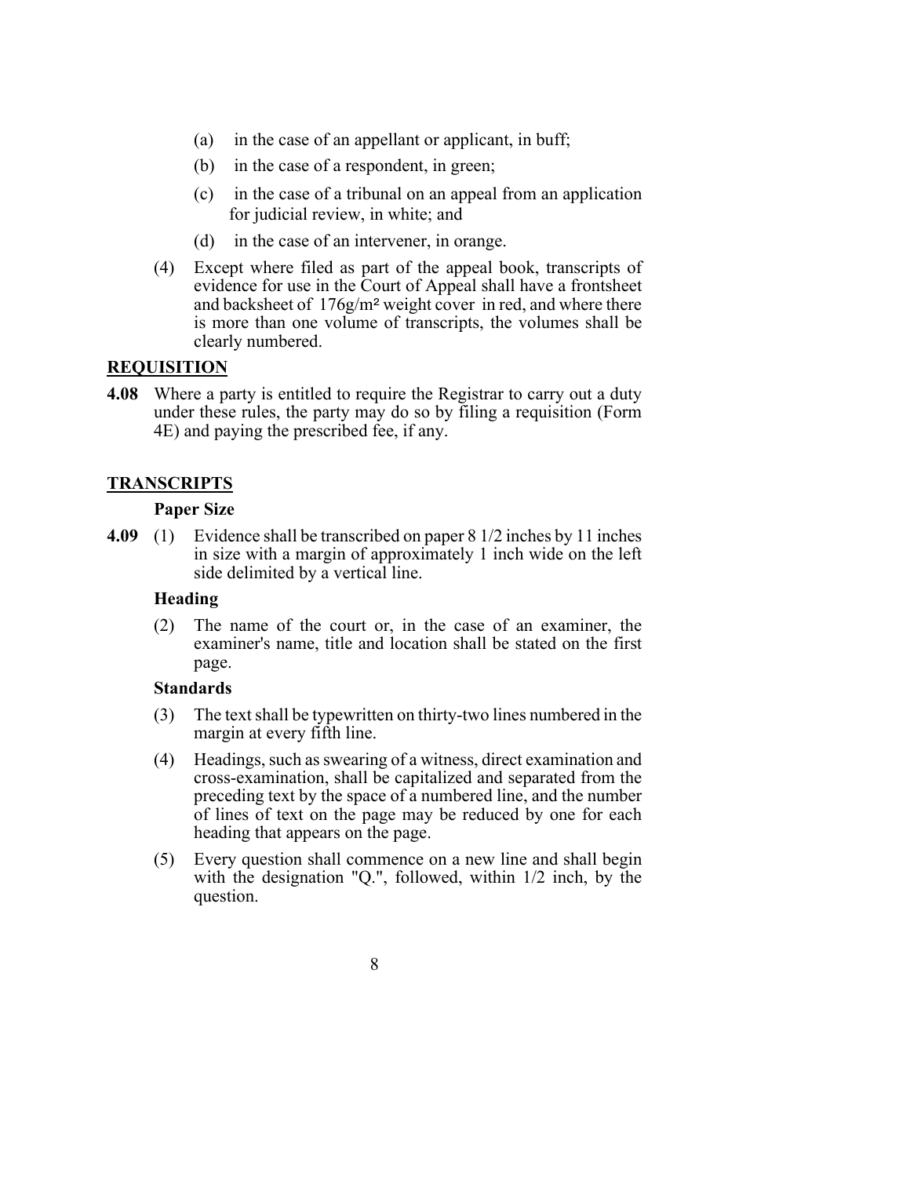(a) in the case of an appellant or applicant, in buff;

(b) in the case of a respondent, in green;

(c) in the case of a tribunal on an appeal from an application for judicial review, in white; and

(d) in the case of an intervener, in orange.

(4) Except where filed as part of the appeal book, transcripts of evidence for use in the Court of Appeal shall have a frontsheet and backsheet of 176g/m² weight cover in red, and where there is more than one volume of transcripts, the volumes shall be clearly numbered.

## REQUISITION

**4.08** Where a party is entitled to require the Registrar to carry out a duty under these rules, the party may do so by filing a requisition (Form 4E) and paying the prescribed fee, if any.

## TRANSCRIPTS

### Paper Size

**4.09** (1) Evidence shall be transcribed on paper 8 1/2 inches by 11 inches in size with a margin of approximately 1 inch wide on the left side delimited by a vertical line.

### Heading

(2) The name of the court or, in the case of an examiner, the examiner's name, title and location shall be stated on the first page.

### Standards

(3) The text shall be typewritten on thirty-two lines numbered in the margin at every fifth line.

(4) Headings, such as swearing of a witness, direct examination and cross-examination, shall be capitalized and separated from the preceding text by the space of a numbered line, and the number of lines of text on the page may be reduced by one for each heading that appears on the page.

(5) Every question shall commence on a new line and shall begin with the designation "Q.", followed, within 1/2 inch, by the question.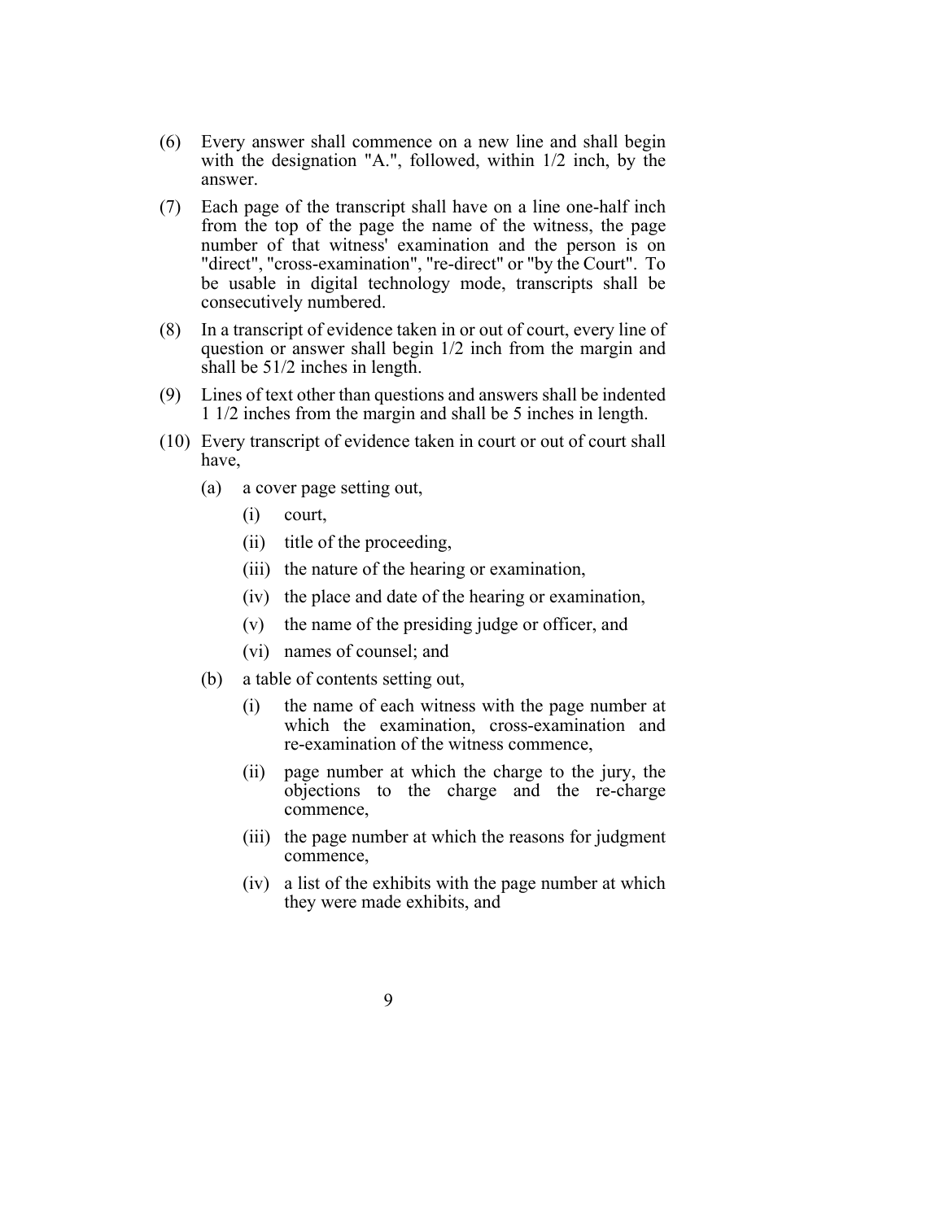(6) Every answer shall commence on a new line and shall begin with the designation "A.", followed, within 1/2 inch, by the answer.

(7) Each page of the transcript shall have on a line one-half inch from the top of the page the name of the witness, the page number of that witness' examination and the person is on "direct", "cross-examination", "re-direct" or "by the Court". To be usable in digital technology mode, transcripts shall be consecutively numbered.

(8) In a transcript of evidence taken in or out of court, every line of question or answer shall begin 1/2 inch from the margin and shall be 51/2 inches in length.

(9) Lines of text other than questions and answers shall be indented 1 1/2 inches from the margin and shall be 5 inches in length.

(10) Every transcript of evidence taken in court or out of court shall have,

  (a) a cover page setting out,

    (i) court,

    (ii) title of the proceeding,

    (iii) the nature of the hearing or examination,

    (iv) the place and date of the hearing or examination,

    (v) the name of the presiding judge or officer, and

    (vi) names of counsel; and

  (b) a table of contents setting out,

    (i) the name of each witness with the page number at which the examination, cross-examination and re-examination of the witness commence,

    (ii) page number at which the charge to the jury, the objections to the charge and the re-charge commence,

    (iii) the page number at which the reasons for judgment commence,

    (iv) a list of the exhibits with the page number at which they were made exhibits, and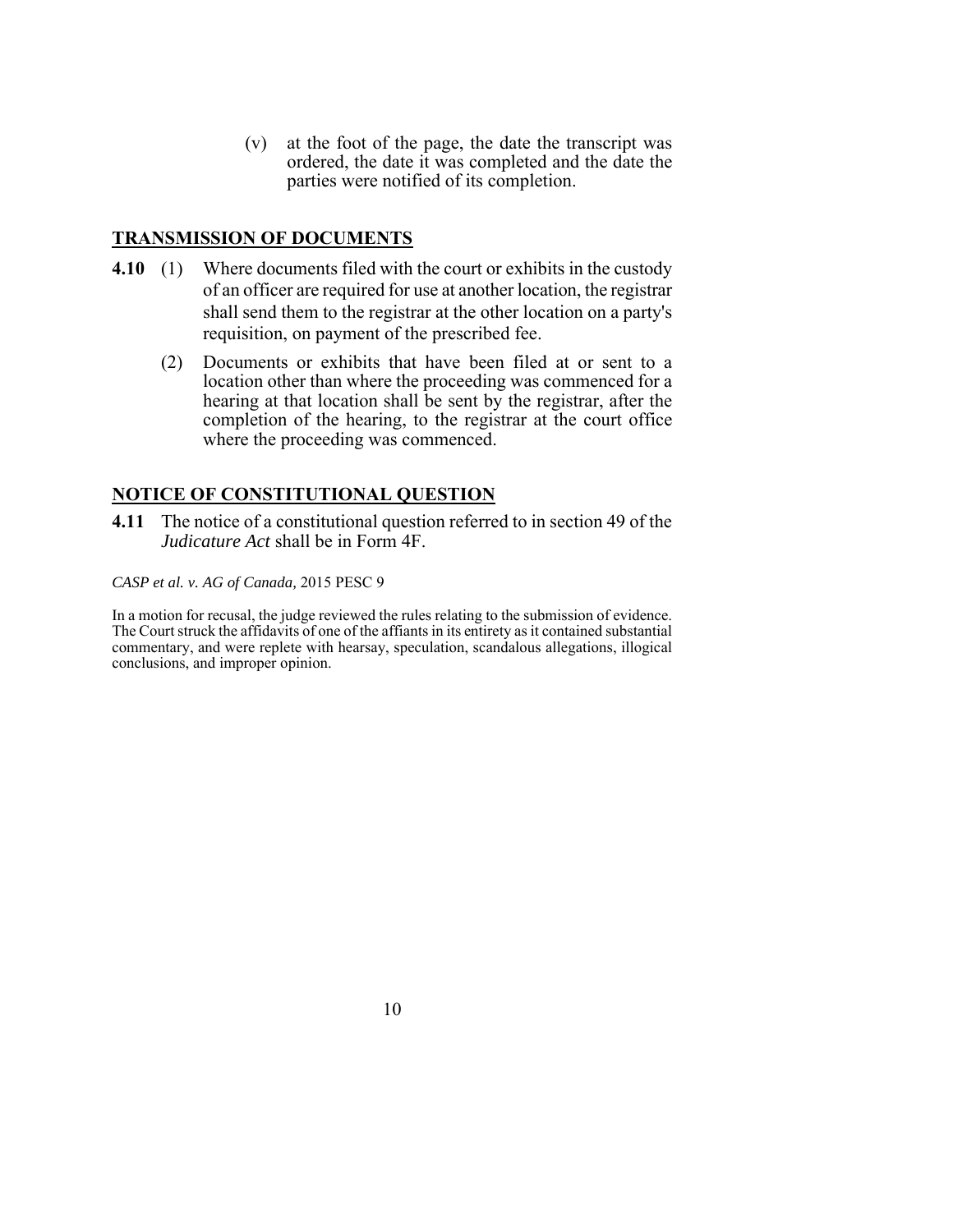(v) at the foot of the page, the date the transcript was ordered, the date it was completed and the date the parties were notified of its completion.

## TRANSMISSION OF DOCUMENTS

**4.10** (1) Where documents filed with the court or exhibits in the custody of an officer are required for use at another location, the registrar shall send them to the registrar at the other location on a party's requisition, on payment of the prescribed fee.

(2) Documents or exhibits that have been filed at or sent to a location other than where the proceeding was commenced for a hearing at that location shall be sent by the registrar, after the completion of the hearing, to the registrar at the court office where the proceeding was commenced.

## NOTICE OF CONSTITUTIONAL QUESTION

**4.11** The notice of a constitutional question referred to in section 49 of the *Judicature Act* shall be in Form 4F.

*CASP et al. v. AG of Canada,* 2015 PESC 9

In a motion for recusal, the judge reviewed the rules relating to the submission of evidence. The Court struck the affidavits of one of the affiants in its entirety as it contained substantial commentary, and were replete with hearsay, speculation, scandalous allegations, illogical conclusions, and improper opinion.